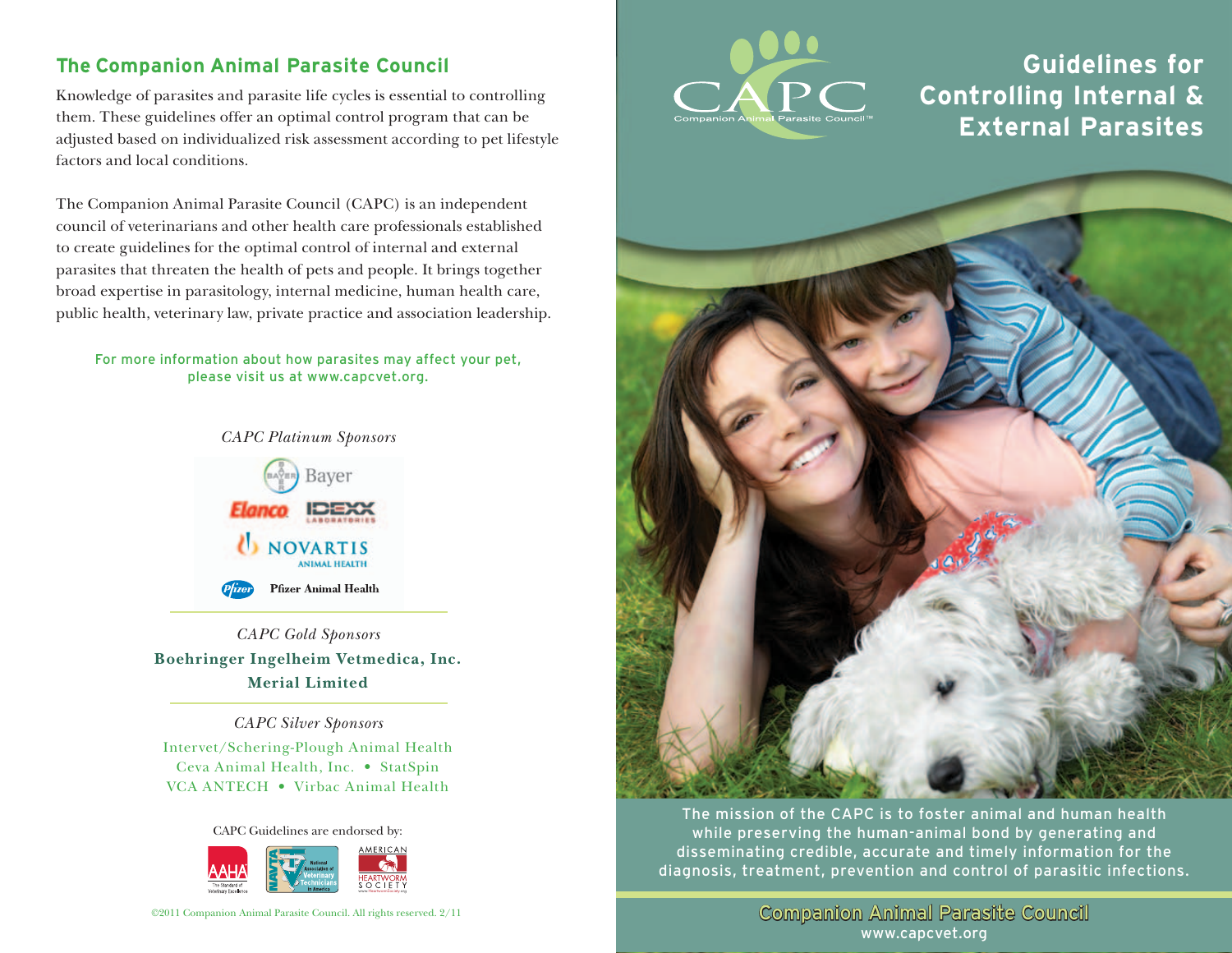## The Companion Animal Parasite Council

Knowledge of parasites and parasite life cycles is essential to controlling them. These guidelines offer an optimal control program that can be adjusted based on individualized risk assessment according to pet lifestyle factors and local conditions.

The Companion Animal Parasite Council (CAPC) is an independent council of veterinarians and other health care professionals established to create guidelines for the optimal control of internal and external parasites that threaten the health of pets and people. It brings together broad expertise in parasitology, internal medicine, human health care, public health, veterinary law, private practice and association leadership.

For more information about how parasites may affect your pet, please visit us at www.capcvet.org.

*CAPC Platinum Sponsors*

Bayer

Elanco

IDEXX Laboratories

Novartis Animal Health

Pfizer Animal Health

*CAPC Gold Sponsors*

**Boehringer Ingelheim Vetmedica, Inc.**

**Merial Limited**

*CAPC Silver Sponsors*

Intervet/Schering-Plough Animal Health

Ceva Animal Health, Inc. • StatSpin

VCA ANTECH • Virbac Animal Health

CAPC Guidelines are endorsed by:

AAHA — The Standard of Veterinary Excellence

NAVTA — National Association of Veterinary Technicians in America

American Heartworm Society

©2011 Companion Animal Parasite Council. All rights reserved. 2/11

CAPC — Companion Animal Parasite Council™

# Guidelines for Controlling Internal & External Parasites

The mission of the CAPC is to foster animal and human health while preserving the human-animal bond by generating and disseminating credible, accurate and timely information for the diagnosis, treatment, prevention and control of parasitic infections.

**Companion Animal Parasite Council**

www.capcvet.org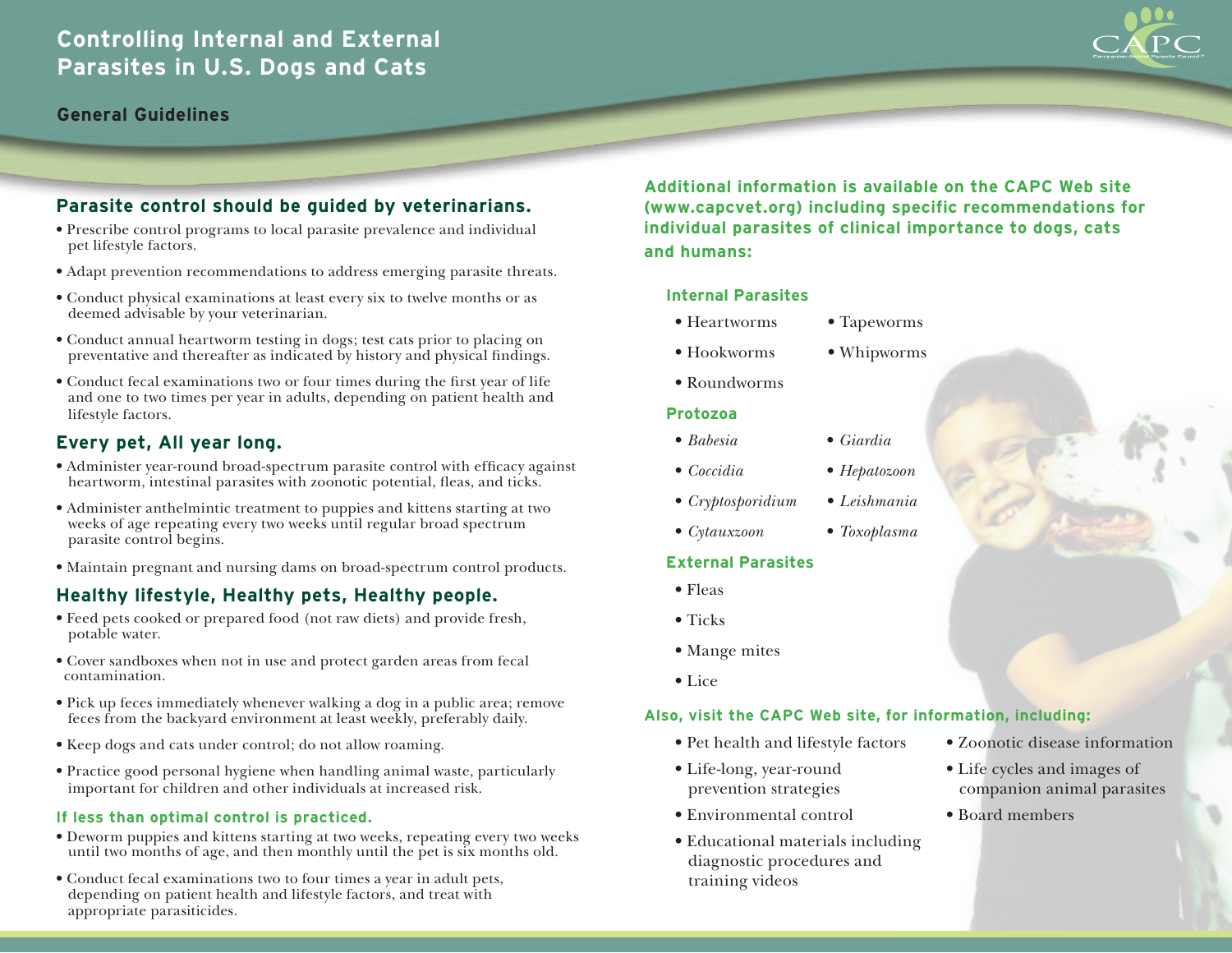# Controlling Internal and External Parasites in U.S. Dogs and Cats

## General Guidelines

### Parasite control should be guided by veterinarians.

- Prescribe control programs to local parasite prevalence and individual pet lifestyle factors.
- Adapt prevention recommendations to address emerging parasite threats.
- Conduct physical examinations at least every six to twelve months or as deemed advisable by your veterinarian.
- Conduct annual heartworm testing in dogs; test cats prior to placing on preventative and thereafter as indicated by history and physical findings.
- Conduct fecal examinations two or four times during the first year of life and one to two times per year in adults, depending on patient health and lifestyle factors.

### Every pet, All year long.

- Administer year-round broad-spectrum parasite control with efficacy against heartworm, intestinal parasites with zoonotic potential, fleas, and ticks.
- Administer anthelmintic treatment to puppies and kittens starting at two weeks of age repeating every two weeks until regular broad spectrum parasite control begins.
- Maintain pregnant and nursing dams on broad-spectrum control products.

### Healthy lifestyle, Healthy pets, Healthy people.

- Feed pets cooked or prepared food (not raw diets) and provide fresh, potable water.
- Cover sandboxes when not in use and protect garden areas from fecal contamination.
- Pick up feces immediately whenever walking a dog in a public area; remove feces from the backyard environment at least weekly, preferably daily.
- Keep dogs and cats under control; do not allow roaming.
- Practice good personal hygiene when handling animal waste, particularly important for children and other individuals at increased risk.

#### If less than optimal control is practiced.

- Deworm puppies and kittens starting at two weeks, repeating every two weeks until two months of age, and then monthly until the pet is six months old.
- Conduct fecal examinations two to four times a year in adult pets, depending on patient health and lifestyle factors, and treat with appropriate parasiticides.

### Additional information is available on the CAPC Web site (www.capcvet.org) including specific recommendations for individual parasites of clinical importance to dogs, cats and humans:

#### Internal Parasites

- Heartworms
- Hookworms
- Roundworms
- Tapeworms
- Whipworms

#### Protozoa

- *Babesia*
- *Coccidia*
- *Cryptosporidium*
- *Cytauxzoon*
- *Giardia*
- *Hepatozoon*
- *Leishmania*
- *Toxoplasma*

#### External Parasites

- Fleas
- Ticks
- Mange mites
- Lice

### Also, visit the CAPC Web site, for information, including:

- Pet health and lifestyle factors
- Life-long, year-round prevention strategies
- Environmental control
- Educational materials including diagnostic procedures and training videos
- Zoonotic disease information
- Life cycles and images of companion animal parasites
- Board members